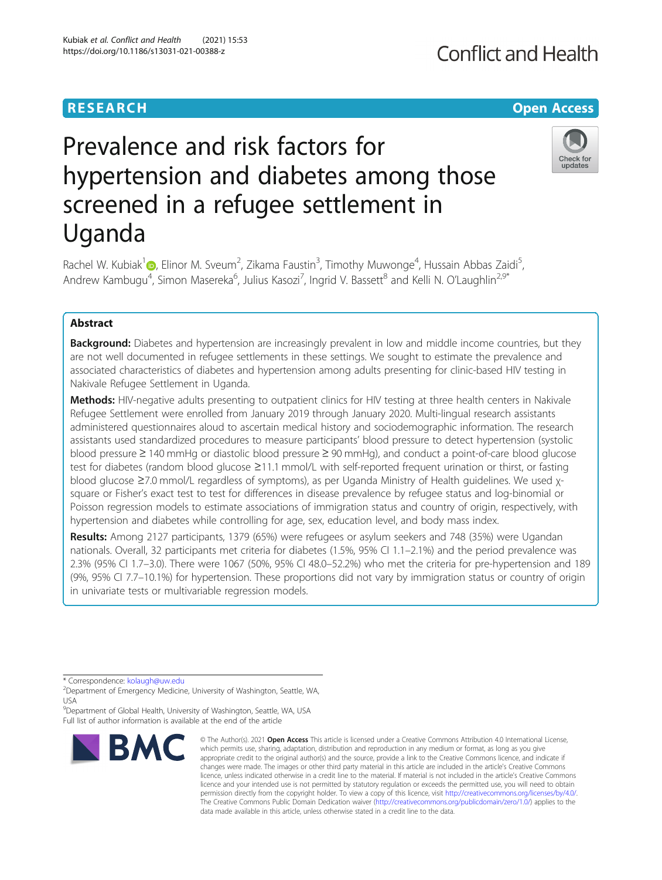# Prevalence and risk factors for hypertension and diabetes among those screened in a refugee settlement in Uganda

Rachel W. Kubiak[1], Elinor M. Sveum[2], Zikama Faustin[3], Timothy Muwonge[4], Hussain Abbas Zaidi[5], Andrew Kambugu[4], Simon Masereka[6], Julius Kasozi[7], Ingrid V. Bassett[8] and Kelli N. O'Laughlin[2,9*]

## Abstract

**Background:** Diabetes and hypertension are increasingly prevalent in low and middle income countries, but they are not well documented in refugee settlements in these settings. We sought to estimate the prevalence and associated characteristics of diabetes and hypertension among adults presenting for clinic-based HIV testing in Nakivale Refugee Settlement in Uganda.

**Methods:** HIV-negative adults presenting to outpatient clinics for HIV testing at three health centers in Nakivale Refugee Settlement were enrolled from January 2019 through January 2020. Multi-lingual research assistants administered questionnaires aloud to ascertain medical history and sociodemographic information. The research assistants used standardized procedures to measure participants' blood pressure to detect hypertension (systolic blood pressure ≥ 140 mmHg or diastolic blood pressure ≥ 90 mmHg), and conduct a point-of-care blood glucose test for diabetes (random blood glucose ≥11.1 mmol/L with self-reported frequent urination or thirst, or fasting blood glucose ≥7.0 mmol/L regardless of symptoms), as per Uganda Ministry of Health guidelines. We used $\chi$-square or Fisher's exact test to test for differences in disease prevalence by refugee status and log-binomial or Poisson regression models to estimate associations of immigration status and country of origin, respectively, with hypertension and diabetes while controlling for age, sex, education level, and body mass index.

**Results:** Among 2127 participants, 1379 (65%) were refugees or asylum seekers and 748 (35%) were Ugandan nationals. Overall, 32 participants met criteria for diabetes (1.5%, 95% CI 1.1–2.1%) and the period prevalence was 2.3% (95% CI 1.7–3.0). There were 1067 (50%, 95% CI 48.0–52.2%) who met the criteria for pre-hypertension and 189 (9%, 95% CI 7.7–10.1%) for hypertension. These proportions did not vary by immigration status or country of origin in univariate tests or multivariable regression models.

\* Correspondence: kolaugh@uw.edu

[2]Department of Emergency Medicine, University of Washington, Seattle, WA, USA

[9]Department of Global Health, University of Washington, Seattle, WA, USA

Full list of author information is available at the end of the article

© The Author(s). 2021 **Open Access** This article is licensed under a Creative Commons Attribution 4.0 International License, which permits use, sharing, adaptation, distribution and reproduction in any medium or format, as long as you give appropriate credit to the original author(s) and the source, provide a link to the Creative Commons licence, and indicate if changes were made. The images or other third party material in this article are included in the article's Creative Commons licence, unless indicated otherwise in a credit line to the material. If material is not included in the article's Creative Commons licence and your intended use is not permitted by statutory regulation or exceeds the permitted use, you will need to obtain permission directly from the copyright holder. To view a copy of this licence, visit http://creativecommons.org/licenses/by/4.0/. The Creative Commons Public Domain Dedication waiver (http://creativecommons.org/publicdomain/zero/1.0/) applies to the data made available in this article, unless otherwise stated in a credit line to the data.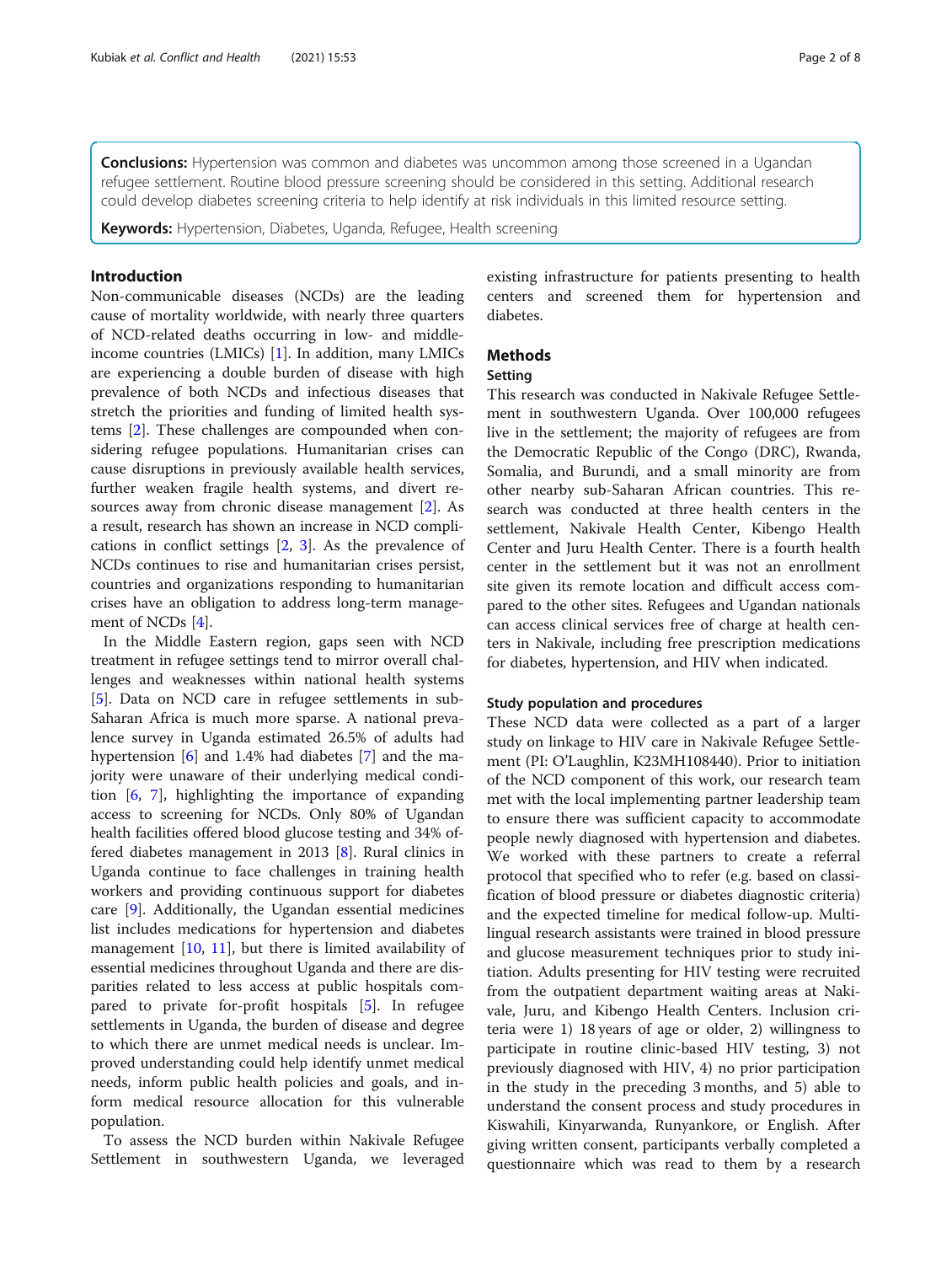**Conclusions:** Hypertension was common and diabetes was uncommon among those screened in a Ugandan refugee settlement. Routine blood pressure screening should be considered in this setting. Additional research could develop diabetes screening criteria to help identify at risk individuals in this limited resource setting.

**Keywords:** Hypertension, Diabetes, Uganda, Refugee, Health screening

## Introduction

Non-communicable diseases (NCDs) are the leading cause of mortality worldwide, with nearly three quarters of NCD-related deaths occurring in low- and middle-income countries (LMICs) [1]. In addition, many LMICs are experiencing a double burden of disease with high prevalence of both NCDs and infectious diseases that stretch the priorities and funding of limited health systems [2]. These challenges are compounded when considering refugee populations. Humanitarian crises can cause disruptions in previously available health services, further weaken fragile health systems, and divert resources away from chronic disease management [2]. As a result, research has shown an increase in NCD complications in conflict settings [2, 3]. As the prevalence of NCDs continues to rise and humanitarian crises persist, countries and organizations responding to humanitarian crises have an obligation to address long-term management of NCDs [4].

In the Middle Eastern region, gaps seen with NCD treatment in refugee settings tend to mirror overall challenges and weaknesses within national health systems [5]. Data on NCD care in refugee settlements in sub-Saharan Africa is much more sparse. A national prevalence survey in Uganda estimated 26.5% of adults had hypertension [6] and 1.4% had diabetes [7] and the majority were unaware of their underlying medical condition [6, 7], highlighting the importance of expanding access to screening for NCDs. Only 80% of Ugandan health facilities offered blood glucose testing and 34% offered diabetes management in 2013 [8]. Rural clinics in Uganda continue to face challenges in training health workers and providing continuous support for diabetes care [9]. Additionally, the Ugandan essential medicines list includes medications for hypertension and diabetes management [10, 11], but there is limited availability of essential medicines throughout Uganda and there are disparities related to less access at public hospitals compared to private for-profit hospitals [5]. In refugee settlements in Uganda, the burden of disease and degree to which there are unmet medical needs is unclear. Improved understanding could help identify unmet medical needs, inform public health policies and goals, and inform medical resource allocation for this vulnerable population.

To assess the NCD burden within Nakivale Refugee Settlement in southwestern Uganda, we leveraged existing infrastructure for patients presenting to health centers and screened them for hypertension and diabetes.

## Methods

### Setting

This research was conducted in Nakivale Refugee Settlement in southwestern Uganda. Over 100,000 refugees live in the settlement; the majority of refugees are from the Democratic Republic of the Congo (DRC), Rwanda, Somalia, and Burundi, and a small minority are from other nearby sub-Saharan African countries. This research was conducted at three health centers in the settlement, Nakivale Health Center, Kibengo Health Center and Juru Health Center. There is a fourth health center in the settlement but it was not an enrollment site given its remote location and difficult access compared to the other sites. Refugees and Ugandan nationals can access clinical services free of charge at health centers in Nakivale, including free prescription medications for diabetes, hypertension, and HIV when indicated.

### Study population and procedures

These NCD data were collected as a part of a larger study on linkage to HIV care in Nakivale Refugee Settlement (PI: O'Laughlin, K23MH108440). Prior to initiation of the NCD component of this work, our research team met with the local implementing partner leadership team to ensure there was sufficient capacity to accommodate people newly diagnosed with hypertension and diabetes. We worked with these partners to create a referral protocol that specified who to refer (e.g. based on classification of blood pressure or diabetes diagnostic criteria) and the expected timeline for medical follow-up. Multilingual research assistants were trained in blood pressure and glucose measurement techniques prior to study initiation. Adults presenting for HIV testing were recruited from the outpatient department waiting areas at Nakivale, Juru, and Kibengo Health Centers. Inclusion criteria were 1) 18 years of age or older, 2) willingness to participate in routine clinic-based HIV testing, 3) not previously diagnosed with HIV, 4) no prior participation in the study in the preceding 3 months, and 5) able to understand the consent process and study procedures in Kiswahili, Kinyarwanda, Runyankore, or English. After giving written consent, participants verbally completed a questionnaire which was read to them by a research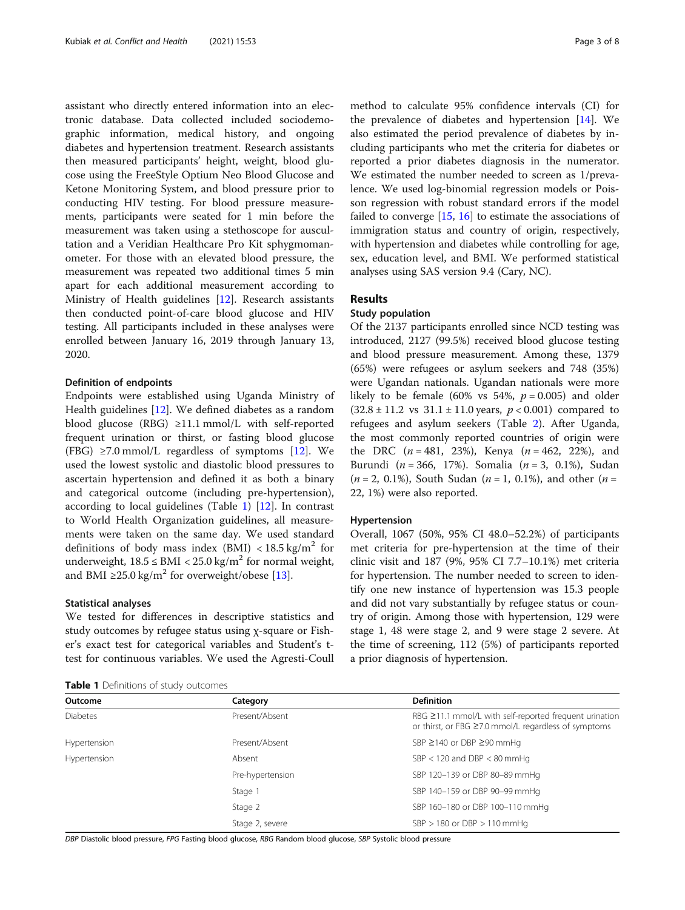assistant who directly entered information into an electronic database. Data collected included sociodemographic information, medical history, and ongoing diabetes and hypertension treatment. Research assistants then measured participants' height, weight, blood glucose using the FreeStyle Optium Neo Blood Glucose and Ketone Monitoring System, and blood pressure prior to conducting HIV testing. For blood pressure measurements, participants were seated for 1 min before the measurement was taken using a stethoscope for auscultation and a Veridian Healthcare Pro Kit sphygmomanometer. For those with an elevated blood pressure, the measurement was repeated two additional times 5 min apart for each additional measurement according to Ministry of Health guidelines [12]. Research assistants then conducted point-of-care blood glucose and HIV testing. All participants included in these analyses were enrolled between January 16, 2019 through January 13, 2020.

### Definition of endpoints

Endpoints were established using Uganda Ministry of Health guidelines [12]. We defined diabetes as a random blood glucose (RBG) ≥11.1 mmol/L with self-reported frequent urination or thirst, or fasting blood glucose (FBG) ≥7.0 mmol/L regardless of symptoms [12]. We used the lowest systolic and diastolic blood pressures to ascertain hypertension and defined it as both a binary and categorical outcome (including pre-hypertension), according to local guidelines (Table 1) [12]. In contrast to World Health Organization guidelines, all measurements were taken on the same day. We used standard definitions of body mass index (BMI) < 18.5 kg/m$^2$ for underweight, $18.5 \leq$ BMI < 25.0 kg/m$^2$ for normal weight, and BMI ≥25.0 kg/m$^2$ for overweight/obese [13].

### Statistical analyses

We tested for differences in descriptive statistics and study outcomes by refugee status using χ-square or Fisher's exact test for categorical variables and Student's t-test for continuous variables. We used the Agresti-Coull method to calculate 95% confidence intervals (CI) for the prevalence of diabetes and hypertension [14]. We also estimated the period prevalence of diabetes by including participants who met the criteria for diabetes or reported a prior diabetes diagnosis in the numerator. We estimated the number needed to screen as 1/prevalence. We used log-binomial regression models or Poisson regression with robust standard errors if the model failed to converge [15, 16] to estimate the associations of immigration status and country of origin, respectively, with hypertension and diabetes while controlling for age, sex, education level, and BMI. We performed statistical analyses using SAS version 9.4 (Cary, NC).

## Results

### Study population

Of the 2137 participants enrolled since NCD testing was introduced, 2127 (99.5%) received blood glucose testing and blood pressure measurement. Among these, 1379 (65%) were refugees or asylum seekers and 748 (35%) were Ugandan nationals. Ugandan nationals were more likely to be female (60% vs 54%, $p = 0.005$) and older (32.8 ± 11.2 vs 31.1 ± 11.0 years, $p < 0.001$) compared to refugees and asylum seekers (Table 2). After Uganda, the most commonly reported countries of origin were the DRC ($n = 481$, 23%), Kenya ($n = 462$, 22%), and Burundi ($n = 366$, 17%). Somalia ($n = 3$, 0.1%), Sudan ($n = 2$, 0.1%), South Sudan ($n = 1$, 0.1%), and other ($n = 22$, 1%) were also reported.

### Hypertension

Overall, 1067 (50%, 95% CI 48.0–52.2%) of participants met criteria for pre-hypertension at the time of their clinic visit and 187 (9%, 95% CI 7.7–10.1%) met criteria for hypertension. The number needed to screen to identify one new instance of hypertension was 15.3 people and did not vary substantially by refugee status or country of origin. Among those with hypertension, 129 were stage 1, 48 were stage 2, and 9 were stage 2 severe. At the time of screening, 112 (5%) of participants reported a prior diagnosis of hypertension.

**Table 1** Definitions of study outcomes

| Outcome | Category | Definition |
|---|---|---|
| Diabetes | Present/Absent | RBG ≥11.1 mmol/L with self-reported frequent urination or thirst, or FBG ≥7.0 mmol/L regardless of symptoms |
| Hypertension | Present/Absent | SBP ≥140 or DBP ≥90 mmHg |
| Hypertension | Absent | SBP < 120 and DBP < 80 mmHg |
| | Pre-hypertension | SBP 120–139 or DBP 80–89 mmHg |
| | Stage 1 | SBP 140–159 or DBP 90–99 mmHg |
| | Stage 2 | SBP 160–180 or DBP 100–110 mmHg |
| | Stage 2, severe | SBP > 180 or DBP > 110 mmHg |

*DBP* Diastolic blood pressure, *FPG* Fasting blood glucose, *RBG* Random blood glucose, *SBP* Systolic blood pressure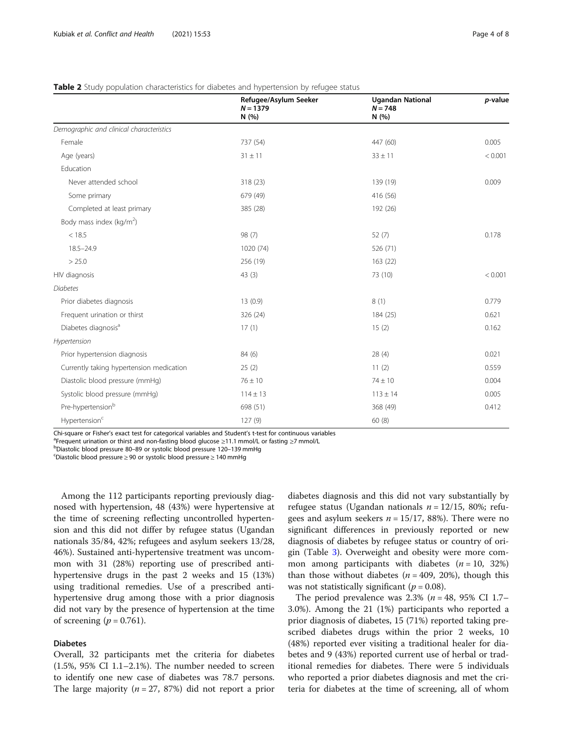**Table 2** Study population characteristics for diabetes and hypertension by refugee status

| | Refugee/Asylum Seeker $N = 1379$ N (%) | Ugandan National $N = 748$ N (%) | *p*-value |
|---|---|---|---|
| *Demographic and clinical characteristics* | | | |
| Female | 737 (54) | 447 (60) | 0.005 |
| Age (years) | 31 ± 11 | 33 ± 11 | < 0.001 |
| Education | | | |
| Never attended school | 318 (23) | 139 (19) | 0.009 |
| Some primary | 679 (49) | 416 (56) | |
| Completed at least primary | 385 (28) | 192 (26) | |
| Body mass index (kg/m$^2$) | | | |
| < 18.5 | 98 (7) | 52 (7) | 0.178 |
| 18.5–24.9 | 1020 (74) | 526 (71) | |
| > 25.0 | 256 (19) | 163 (22) | |
| HIV diagnosis | 43 (3) | 73 (10) | < 0.001 |
| *Diabetes* | | | |
| Prior diabetes diagnosis | 13 (0.9) | 8 (1) | 0.779 |
| Frequent urination or thirst | 326 (24) | 184 (25) | 0.621 |
| Diabetes diagnosis[a] | 17 (1) | 15 (2) | 0.162 |
| *Hypertension* | | | |
| Prior hypertension diagnosis | 84 (6) | 28 (4) | 0.021 |
| Currently taking hypertension medication | 25 (2) | 11 (2) | 0.559 |
| Diastolic blood pressure (mmHg) | 76 ± 10 | 74 ± 10 | 0.004 |
| Systolic blood pressure (mmHg) | 114 ± 13 | 113 ± 14 | 0.005 |
| Pre-hypertension[b] | 698 (51) | 368 (49) | 0.412 |
| Hypertension[c] | 127 (9) | 60 (8) | |

Chi-square or Fisher's exact test for categorical variables and Student's t-test for continuous variables
[a]Frequent urination or thirst and non-fasting blood glucose ≥11.1 mmol/L or fasting ≥7 mmol/L
[b]Diastolic blood pressure 80–89 or systolic blood pressure 120–139 mmHg
[c]Diastolic blood pressure ≥ 90 or systolic blood pressure ≥ 140 mmHg

Among the 112 participants reporting previously diagnosed with hypertension, 48 (43%) were hypertensive at the time of screening reflecting uncontrolled hypertension and this did not differ by refugee status (Ugandan nationals 35/84, 42%; refugees and asylum seekers 13/28, 46%). Sustained anti-hypertensive treatment was uncommon with 31 (28%) reporting use of prescribed anti-hypertensive drugs in the past 2 weeks and 15 (13%) using traditional remedies. Use of a prescribed anti-hypertensive drug among those with a prior diagnosis did not vary by the presence of hypertension at the time of screening ($p = 0.761$).

### Diabetes

Overall, 32 participants met the criteria for diabetes (1.5%, 95% CI 1.1–2.1%). The number needed to screen to identify one new case of diabetes was 78.7 persons. The large majority ($n = 27$, 87%) did not report a prior diabetes diagnosis and this did not vary substantially by refugee status (Ugandan nationals $n = 12/15$, 80%; refugees and asylum seekers $n = 15/17$, 88%). There were no significant differences in previously reported or new diagnosis of diabetes by refugee status or country of origin (Table 3). Overweight and obesity were more common among participants with diabetes ($n = 10$, 32%) than those without diabetes ($n = 409$, 20%), though this was not statistically significant ($p = 0.08$).

The period prevalence was 2.3% ($n = 48$, 95% CI 1.7–3.0%). Among the 21 (1%) participants who reported a prior diagnosis of diabetes, 15 (71%) reported taking prescribed diabetes drugs within the prior 2 weeks, 10 (48%) reported ever visiting a traditional healer for diabetes and 9 (43%) reported current use of herbal or traditional remedies for diabetes. There were 5 individuals who reported a prior diabetes diagnosis and met the criteria for diabetes at the time of screening, all of whom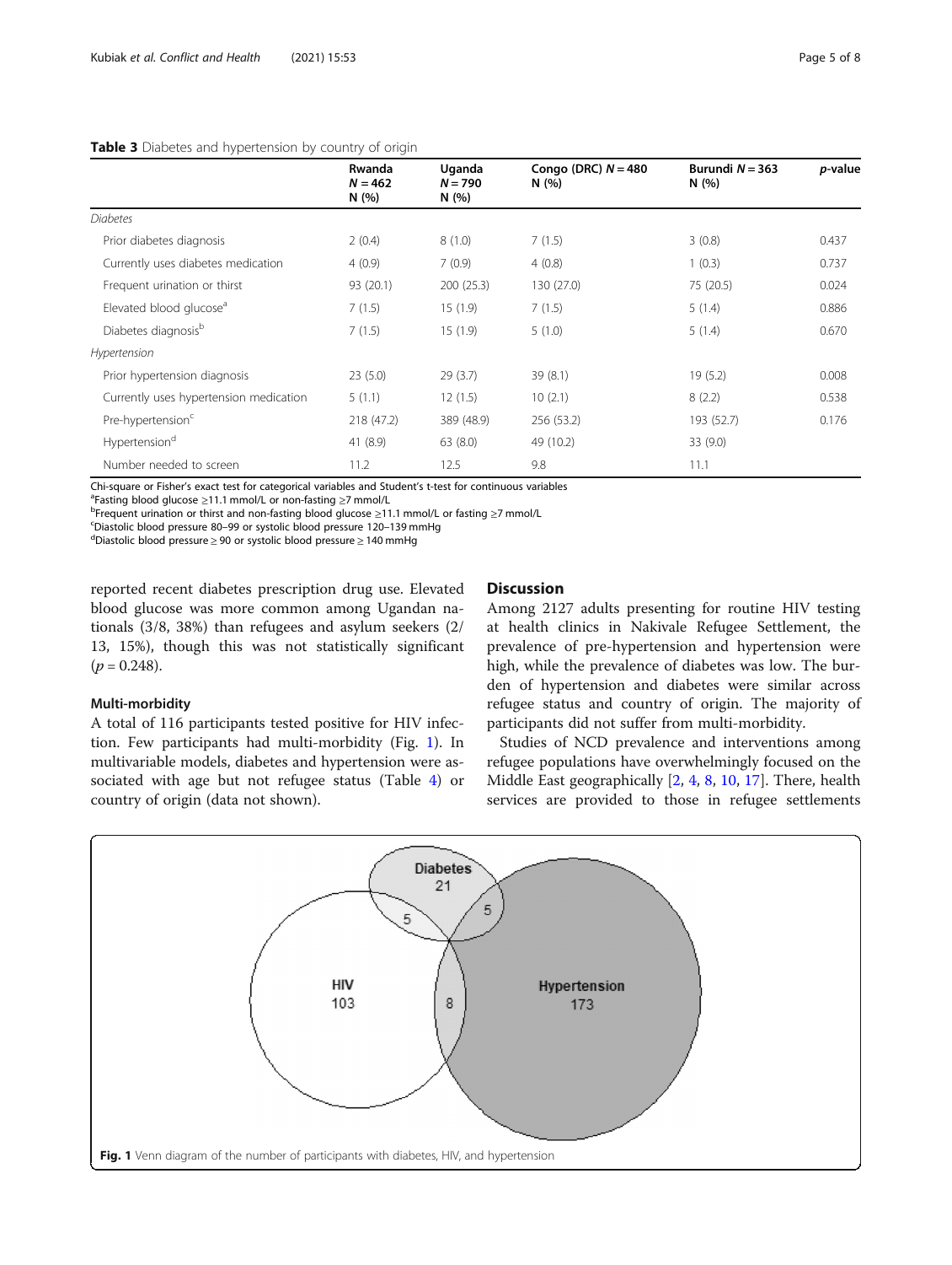**Table 3** Diabetes and hypertension by country of origin

| | Rwanda $N = 462$ N (%) | Uganda $N = 790$ N (%) | Congo (DRC) $N = 480$ N (%) | Burundi $N = 363$ N (%) | *p*-value |
|---|---|---|---|---|---|
| *Diabetes* | | | | | |
| Prior diabetes diagnosis | 2 (0.4) | 8 (1.0) | 7 (1.5) | 3 (0.8) | 0.437 |
| Currently uses diabetes medication | 4 (0.9) | 7 (0.9) | 4 (0.8) | 1 (0.3) | 0.737 |
| Frequent urination or thirst | 93 (20.1) | 200 (25.3) | 130 (27.0) | 75 (20.5) | 0.024 |
| Elevated blood glucose[a] | 7 (1.5) | 15 (1.9) | 7 (1.5) | 5 (1.4) | 0.886 |
| Diabetes diagnosis[b] | 7 (1.5) | 15 (1.9) | 5 (1.0) | 5 (1.4) | 0.670 |
| *Hypertension* | | | | | |
| Prior hypertension diagnosis | 23 (5.0) | 29 (3.7) | 39 (8.1) | 19 (5.2) | 0.008 |
| Currently uses hypertension medication | 5 (1.1) | 12 (1.5) | 10 (2.1) | 8 (2.2) | 0.538 |
| Pre-hypertension[c] | 218 (47.2) | 389 (48.9) | 256 (53.2) | 193 (52.7) | 0.176 |
| Hypertension[d] | 41 (8.9) | 63 (8.0) | 49 (10.2) | 33 (9.0) | |
| Number needed to screen | 11.2 | 12.5 | 9.8 | 11.1 | |

Chi-square or Fisher's exact test for categorical variables and Student's t-test for continuous variables
[a]Fasting blood glucose ≥11.1 mmol/L or non-fasting ≥7 mmol/L
[b]Frequent urination or thirst and non-fasting blood glucose ≥11.1 mmol/L or fasting ≥7 mmol/L
[c]Diastolic blood pressure 80–99 or systolic blood pressure 120–139 mmHg
[d]Diastolic blood pressure ≥ 90 or systolic blood pressure ≥ 140 mmHg

reported recent diabetes prescription drug use. Elevated blood glucose was more common among Ugandan nationals (3/8, 38%) than refugees and asylum seekers (2/13, 15%), though this was not statistically significant ($p = 0.248$).

### Multi-morbidity

A total of 116 participants tested positive for HIV infection. Few participants had multi-morbidity (Fig. 1). In multivariable models, diabetes and hypertension were associated with age but not refugee status (Table 4) or country of origin (data not shown).

## Discussion

Among 2127 adults presenting for routine HIV testing at health clinics in Nakivale Refugee Settlement, the prevalence of pre-hypertension and hypertension were high, while the prevalence of diabetes was low. The burden of hypertension and diabetes were similar across refugee status and country of origin. The majority of participants did not suffer from multi-morbidity.

Studies of NCD prevalence and interventions among refugee populations have overwhelmingly focused on the Middle East geographically [2, 4, 8, 10, 17]. There, health services are provided to those in refugee settlements

**Fig. 1** Venn diagram of the number of participants with diabetes, HIV, and hypertension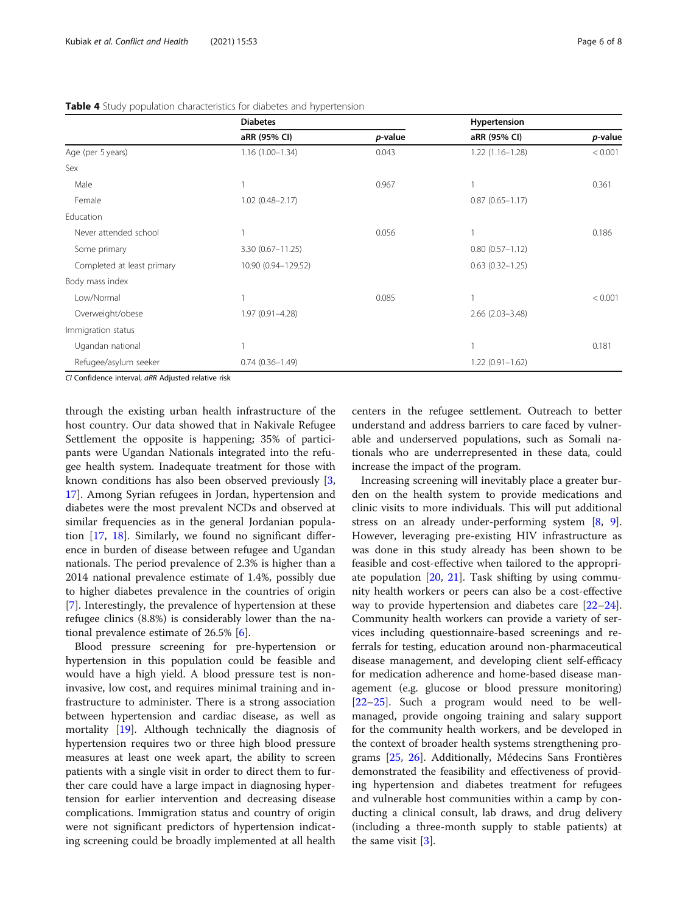**Table 4** Study population characteristics for diabetes and hypertension

| | Diabetes | | Hypertension | |
|---|---|---|---|---|
| | aRR (95% CI) | *p*-value | aRR (95% CI) | *p*-value |
| Age (per 5 years) | 1.16 (1.00–1.34) | 0.043 | 1.22 (1.16–1.28) | < 0.001 |
| Sex | | | | |
| Male | 1 | 0.967 | 1 | 0.361 |
| Female | 1.02 (0.48–2.17) | | 0.87 (0.65–1.17) | |
| Education | | | | |
| Never attended school | 1 | 0.056 | 1 | 0.186 |
| Some primary | 3.30 (0.67–11.25) | | 0.80 (0.57–1.12) | |
| Completed at least primary | 10.90 (0.94–129.52) | | 0.63 (0.32–1.25) | |
| Body mass index | | | | |
| Low/Normal | 1 | 0.085 | 1 | < 0.001 |
| Overweight/obese | 1.97 (0.91–4.28) | | 2.66 (2.03–3.48) | |
| Immigration status | | | | |
| Ugandan national | 1 | | 1 | 0.181 |
| Refugee/asylum seeker | 0.74 (0.36–1.49) | | 1.22 (0.91–1.62) | |

*CI* Confidence interval, *aRR* Adjusted relative risk

through the existing urban health infrastructure of the host country. Our data showed that in Nakivale Refugee Settlement the opposite is happening; 35% of participants were Ugandan Nationals integrated into the refugee health system. Inadequate treatment for those with known conditions has also been observed previously [3, 17]. Among Syrian refugees in Jordan, hypertension and diabetes were the most prevalent NCDs and observed at similar frequencies as in the general Jordanian population [17, 18]. Similarly, we found no significant difference in burden of disease between refugee and Ugandan nationals. The period prevalence of 2.3% is higher than a 2014 national prevalence estimate of 1.4%, possibly due to higher diabetes prevalence in the countries of origin [7]. Interestingly, the prevalence of hypertension at these refugee clinics (8.8%) is considerably lower than the national prevalence estimate of 26.5% [6].

Blood pressure screening for pre-hypertension or hypertension in this population could be feasible and would have a high yield. A blood pressure test is non-invasive, low cost, and requires minimal training and infrastructure to administer. There is a strong association between hypertension and cardiac disease, as well as mortality [19]. Although technically the diagnosis of hypertension requires two or three high blood pressure measures at least one week apart, the ability to screen patients with a single visit in order to direct them to further care could have a large impact in diagnosing hypertension for earlier intervention and decreasing disease complications. Immigration status and country of origin were not significant predictors of hypertension indicating screening could be broadly implemented at all health centers in the refugee settlement. Outreach to better understand and address barriers to care faced by vulnerable and underserved populations, such as Somali nationals who are underrepresented in these data, could increase the impact of the program.

Increasing screening will inevitably place a greater burden on the health system to provide medications and clinic visits to more individuals. This will put additional stress on an already under-performing system [8, 9]. However, leveraging pre-existing HIV infrastructure as was done in this study already has been shown to be feasible and cost-effective when tailored to the appropriate population [20, 21]. Task shifting by using community health workers or peers can also be a cost-effective way to provide hypertension and diabetes care [22–24]. Community health workers can provide a variety of services including questionnaire-based screenings and referrals for testing, education around non-pharmaceutical disease management, and developing client self-efficacy for medication adherence and home-based disease management (e.g. glucose or blood pressure monitoring) [22–25]. Such a program would need to be well-managed, provide ongoing training and salary support for the community health workers, and be developed in the context of broader health systems strengthening programs [25, 26]. Additionally, Médecins Sans Frontières demonstrated the feasibility and effectiveness of providing hypertension and diabetes treatment for refugees and vulnerable host communities within a camp by conducting a clinical consult, lab draws, and drug delivery (including a three-month supply to stable patients) at the same visit [3].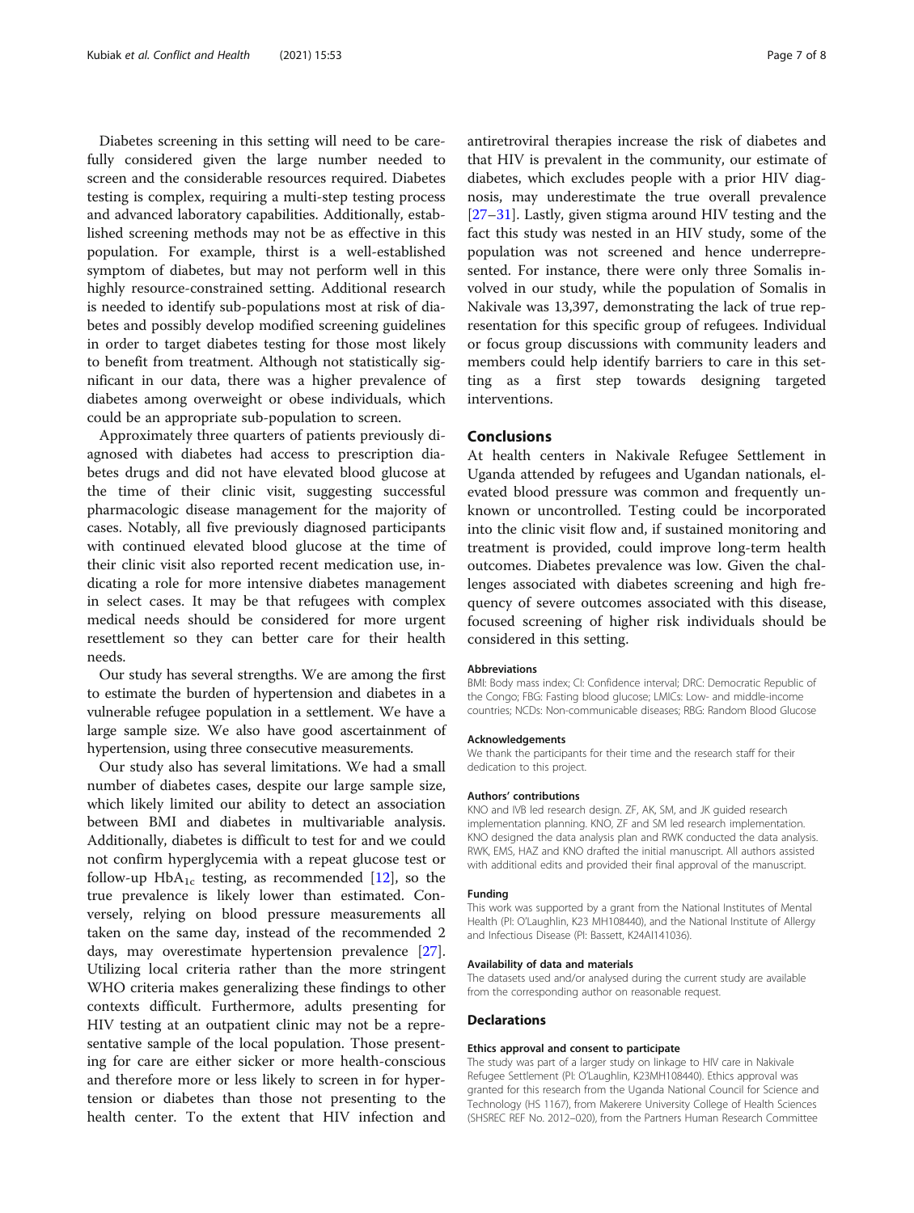Diabetes screening in this setting will need to be carefully considered given the large number needed to screen and the considerable resources required. Diabetes testing is complex, requiring a multi-step testing process and advanced laboratory capabilities. Additionally, established screening methods may not be as effective in this population. For example, thirst is a well-established symptom of diabetes, but may not perform well in this highly resource-constrained setting. Additional research is needed to identify sub-populations most at risk of diabetes and possibly develop modified screening guidelines in order to target diabetes testing for those most likely to benefit from treatment. Although not statistically significant in our data, there was a higher prevalence of diabetes among overweight or obese individuals, which could be an appropriate sub-population to screen.

Approximately three quarters of patients previously diagnosed with diabetes had access to prescription diabetes drugs and did not have elevated blood glucose at the time of their clinic visit, suggesting successful pharmacologic disease management for the majority of cases. Notably, all five previously diagnosed participants with continued elevated blood glucose at the time of their clinic visit also reported recent medication use, indicating a role for more intensive diabetes management in select cases. It may be that refugees with complex medical needs should be considered for more urgent resettlement so they can better care for their health needs.

Our study has several strengths. We are among the first to estimate the burden of hypertension and diabetes in a vulnerable refugee population in a settlement. We have a large sample size. We also have good ascertainment of hypertension, using three consecutive measurements.

Our study also has several limitations. We had a small number of diabetes cases, despite our large sample size, which likely limited our ability to detect an association between BMI and diabetes in multivariable analysis. Additionally, diabetes is difficult to test for and we could not confirm hyperglycemia with a repeat glucose test or follow-up $HbA_{1c}$ testing, as recommended [12], so the true prevalence is likely lower than estimated. Conversely, relying on blood pressure measurements all taken on the same day, instead of the recommended 2 days, may overestimate hypertension prevalence [27]. Utilizing local criteria rather than the more stringent WHO criteria makes generalizing these findings to other contexts difficult. Furthermore, adults presenting for HIV testing at an outpatient clinic may not be a representative sample of the local population. Those presenting for care are either sicker or more health-conscious and therefore more or less likely to screen in for hypertension or diabetes than those not presenting to the health center. To the extent that HIV infection and antiretroviral therapies increase the risk of diabetes and that HIV is prevalent in the community, our estimate of diabetes, which excludes people with a prior HIV diagnosis, may underestimate the true overall prevalence [27–31]. Lastly, given stigma around HIV testing and the fact this study was nested in an HIV study, some of the population was not screened and hence underrepresented. For instance, there were only three Somalis involved in our study, while the population of Somalis in Nakivale was 13,397, demonstrating the lack of true representation for this specific group of refugees. Individual or focus group discussions with community leaders and members could help identify barriers to care in this setting as a first step towards designing targeted interventions.

## Conclusions

At health centers in Nakivale Refugee Settlement in Uganda attended by refugees and Ugandan nationals, elevated blood pressure was common and frequently unknown or uncontrolled. Testing could be incorporated into the clinic visit flow and, if sustained monitoring and treatment is provided, could improve long-term health outcomes. Diabetes prevalence was low. Given the challenges associated with diabetes screening and high frequency of severe outcomes associated with this disease, focused screening of higher risk individuals should be considered in this setting.

### Abbreviations

BMI: Body mass index; CI: Confidence interval; DRC: Democratic Republic of the Congo; FBG: Fasting blood glucose; LMICs: Low- and middle-income countries; NCDs: Non-communicable diseases; RBG: Random Blood Glucose

### Acknowledgements

We thank the participants for their time and the research staff for their dedication to this project.

### Authors' contributions

KNO and IVB led research design. ZF, AK, SM, and JK guided research implementation planning. KNO, ZF and SM led research implementation. KNO designed the data analysis plan and RWK conducted the data analysis. RWK, EMS, HAZ and KNO drafted the initial manuscript. All authors assisted with additional edits and provided their final approval of the manuscript.

### Funding

This work was supported by a grant from the National Institutes of Mental Health (PI: O'Laughlin, K23 MH108440), and the National Institute of Allergy and Infectious Disease (PI: Bassett, K24AI141036).

### Availability of data and materials

The datasets used and/or analysed during the current study are available from the corresponding author on reasonable request.

## Declarations

### Ethics approval and consent to participate

The study was part of a larger study on linkage to HIV care in Nakivale Refugee Settlement (PI: O'Laughlin, K23MH108440). Ethics approval was granted for this research from the Uganda National Council for Science and Technology (HS 1167), from Makerere University College of Health Sciences (SHSREC REF No. 2012–020), from the Partners Human Research Committee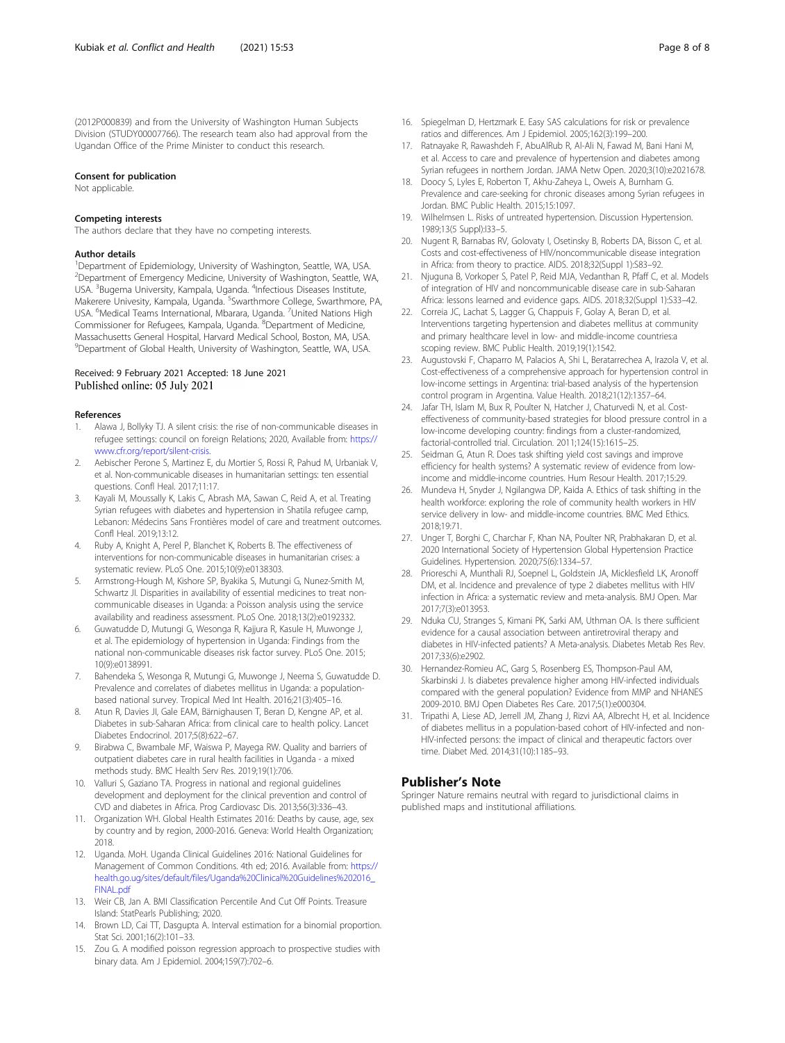(2012P000839) and from the University of Washington Human Subjects Division (STUDY00007766). The research team also had approval from the Ugandan Office of the Prime Minister to conduct this research.

### Consent for publication

Not applicable.

### Competing interests

The authors declare that they have no competing interests.

### Author details

[1]Department of Epidemiology, University of Washington, Seattle, WA, USA. [2]Department of Emergency Medicine, University of Washington, Seattle, WA, USA. [3]Bugema University, Kampala, Uganda. [4]Infectious Diseases Institute, Makerere Univesity, Kampala, Uganda. [5]Swarthmore College, Swarthmore, PA, USA. [6]Medical Teams International, Mbarara, Uganda. [7]United Nations High Commissioner for Refugees, Kampala, Uganda. [8]Department of Medicine, Massachusetts General Hospital, Harvard Medical School, Boston, MA, USA. [9]Department of Global Health, University of Washington, Seattle, WA, USA.

Received: 9 February 2021 Accepted: 18 June 2021
Published online: 05 July 2021

### References

1. Alawa J, Bollyky TJ. A silent crisis: the rise of non-communicable diseases in refugee settings: council on foreign Relations; 2020, Available from: https://www.cfr.org/report/silent-crisis.
2. Aebischer Perone S, Martinez E, du Mortier S, Rossi R, Pahud M, Urbaniak V, et al. Non-communicable diseases in humanitarian settings: ten essential questions. Confl Heal. 2017;11:17.
3. Kayali M, Moussally K, Lakis C, Abrash MA, Sawan C, Reid A, et al. Treating Syrian refugees with diabetes and hypertension in Shatila refugee camp, Lebanon: Médecins Sans Frontières model of care and treatment outcomes. Confl Heal. 2019;13:12.
4. Ruby A, Knight A, Perel P, Blanchet K, Roberts B. The effectiveness of interventions for non-communicable diseases in humanitarian crises: a systematic review. PLoS One. 2015;10(9):e0138303.
5. Armstrong-Hough M, Kishore SP, Byakika S, Mutungi G, Nunez-Smith M, Schwartz JI. Disparities in availability of essential medicines to treat non-communicable diseases in Uganda: a Poisson analysis using the service availability and readiness assessment. PLoS One. 2018;13(2):e0192332.
6. Guwatudde D, Mutungi G, Wesonga R, Kajjura R, Kasule H, Muwonge J, et al. The epidemiology of hypertension in Uganda: Findings from the national non-communicable diseases risk factor survey. PLoS One. 2015;10(9):e0138991.
7. Bahendeka S, Wesonga R, Mutungi G, Muwonge J, Neema S, Guwatudde D. Prevalence and correlates of diabetes mellitus in Uganda: a population-based national survey. Tropical Med Int Health. 2016;21(3):405–16.
8. Atun R, Davies JI, Gale EAM, Bärnighausen T, Beran D, Kengne AP, et al. Diabetes in sub-Saharan Africa: from clinical care to health policy. Lancet Diabetes Endocrinol. 2017;5(8):622–67.
9. Birabwa C, Bwambale MF, Waiswa P, Mayega RW. Quality and barriers of outpatient diabetes care in rural health facilities in Uganda - a mixed methods study. BMC Health Serv Res. 2019;19(1):706.
10. Valluri S, Gaziano TA. Progress in national and regional guidelines development and deployment for the clinical prevention and control of CVD and diabetes in Africa. Prog Cardiovasc Dis. 2013;56(3):336–43.
11. Organization WH. Global Health Estimates 2016: Deaths by cause, age, sex by country and by region, 2000-2016. Geneva: World Health Organization; 2018.
12. Uganda. MoH. Uganda Clinical Guidelines 2016: National Guidelines for Management of Common Conditions. 4th ed; 2016. Available from: https://health.go.ug/sites/default/files/Uganda%20Clinical%20Guidelines%202016_FINAL.pdf
13. Weir CB, Jan A. BMI Classification Percentile And Cut Off Points. Treasure Island: StatPearls Publishing; 2020.
14. Brown LD, Cai TT, Dasgupta A. Interval estimation for a binomial proportion. Stat Sci. 2001;16(2):101–33.
15. Zou G. A modified poisson regression approach to prospective studies with binary data. Am J Epidemiol. 2004;159(7):702–6.
16. Spiegelman D, Hertzmark E. Easy SAS calculations for risk or prevalence ratios and differences. Am J Epidemiol. 2005;162(3):199–200.
17. Ratnayake R, Rawashdeh F, AbuAlRub R, Al-Ali N, Fawad M, Bani Hani M, et al. Access to care and prevalence of hypertension and diabetes among Syrian refugees in northern Jordan. JAMA Netw Open. 2020;3(10):e2021678.
18. Doocy S, Lyles E, Roberton T, Akhu-Zaheya L, Oweis A, Burnham G. Prevalence and care-seeking for chronic diseases among Syrian refugees in Jordan. BMC Public Health. 2015;15:1097.
19. Wilhelmsen L. Risks of untreated hypertension. Discussion Hypertension. 1989;13(5 Suppl):I33–5.
20. Nugent R, Barnabas RV, Golovaty I, Osetinsky B, Roberts DA, Bisson C, et al. Costs and cost-effectiveness of HIV/noncommunicable disease integration in Africa: from theory to practice. AIDS. 2018;32(Suppl 1):S83–92.
21. Njuguna B, Vorkoper S, Patel P, Reid MJA, Vedanthan R, Pfaff C, et al. Models of integration of HIV and noncommunicable disease care in sub-Saharan Africa: lessons learned and evidence gaps. AIDS. 2018;32(Suppl 1):S33–42.
22. Correia JC, Lachat S, Lagger G, Chappuis F, Golay A, Beran D, et al. Interventions targeting hypertension and diabetes mellitus at community and primary healthcare level in low- and middle-income countries:a scoping review. BMC Public Health. 2019;19(1):1542.
23. Augustovski F, Chaparro M, Palacios A, Shi L, Beratarrechea A, Irazola V, et al. Cost-effectiveness of a comprehensive approach for hypertension control in low-income settings in Argentina: trial-based analysis of the hypertension control program in Argentina. Value Health. 2018;21(12):1357–64.
24. Jafar TH, Islam M, Bux R, Poulter N, Hatcher J, Chaturvedi N, et al. Cost-effectiveness of community-based strategies for blood pressure control in a low-income developing country: findings from a cluster-randomized, factorial-controlled trial. Circulation. 2011;124(15):1615–25.
25. Seidman G, Atun R. Does task shifting yield cost savings and improve efficiency for health systems? A systematic review of evidence from low-income and middle-income countries. Hum Resour Health. 2017;15:29.
26. Mundeva H, Snyder J, Ngilangwa DP, Kaida A. Ethics of task shifting in the health workforce: exploring the role of community health workers in HIV service delivery in low- and middle-income countries. BMC Med Ethics. 2018;19:71.
27. Unger T, Borghi C, Charchar F, Khan NA, Poulter NR, Prabhakaran D, et al. 2020 International Society of Hypertension Global Hypertension Practice Guidelines. Hypertension. 2020;75(6):1334–57.
28. Prioreschi A, Munthali RJ, Soepnel L, Goldstein JA, Micklesfield LK, Aronoff DM, et al. Incidence and prevalence of type 2 diabetes mellitus with HIV infection in Africa: a systematic review and meta-analysis. BMJ Open. Mar 2017;7(3):e013953.
29. Nduka CU, Stranges S, Kimani PK, Sarki AM, Uthman OA. Is there sufficient evidence for a causal association between antiretroviral therapy and diabetes in HIV-infected patients? A Meta-analysis. Diabetes Metab Res Rev. 2017;33(6):e2902.
30. Hernandez-Romieu AC, Garg S, Rosenberg ES, Thompson-Paul AM, Skarbinski J. Is diabetes prevalence higher among HIV-infected individuals compared with the general population? Evidence from MMP and NHANES 2009-2010. BMJ Open Diabetes Res Care. 2017;5(1):e000304.
31. Tripathi A, Liese AD, Jerrell JM, Zhang J, Rizvi AA, Albrecht H, et al. Incidence of diabetes mellitus in a population-based cohort of HIV-infected and non-HIV-infected persons: the impact of clinical and therapeutic factors over time. Diabet Med. 2014;31(10):1185–93.

## Publisher's Note

Springer Nature remains neutral with regard to jurisdictional claims in published maps and institutional affiliations.